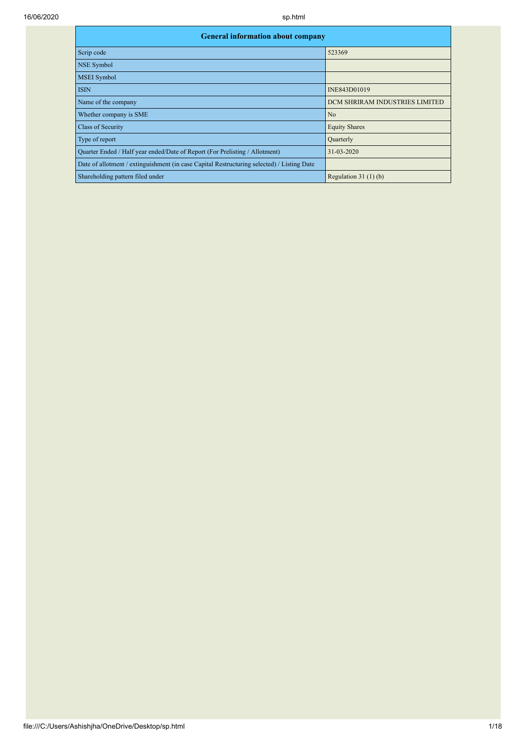| General information about company | |
|---|---|
| Scrip code | 523369 |
| NSE Symbol | |
| MSEI Symbol | |
| ISIN | INE843D01019 |
| Name of the company | DCM SHRIRAM INDUSTRIES LIMITED |
| Whether company is SME | No |
| Class of Security | Equity Shares |
| Type of report | Quarterly |
| Quarter Ended / Half year ended/Date of Report (For Prelisting / Allotment) | 31-03-2020 |
| Date of allotment / extinguishment (in case Capital Restructuring selected) / Listing Date | |
| Shareholding pattern filed under | Regulation 31 (1) (b) |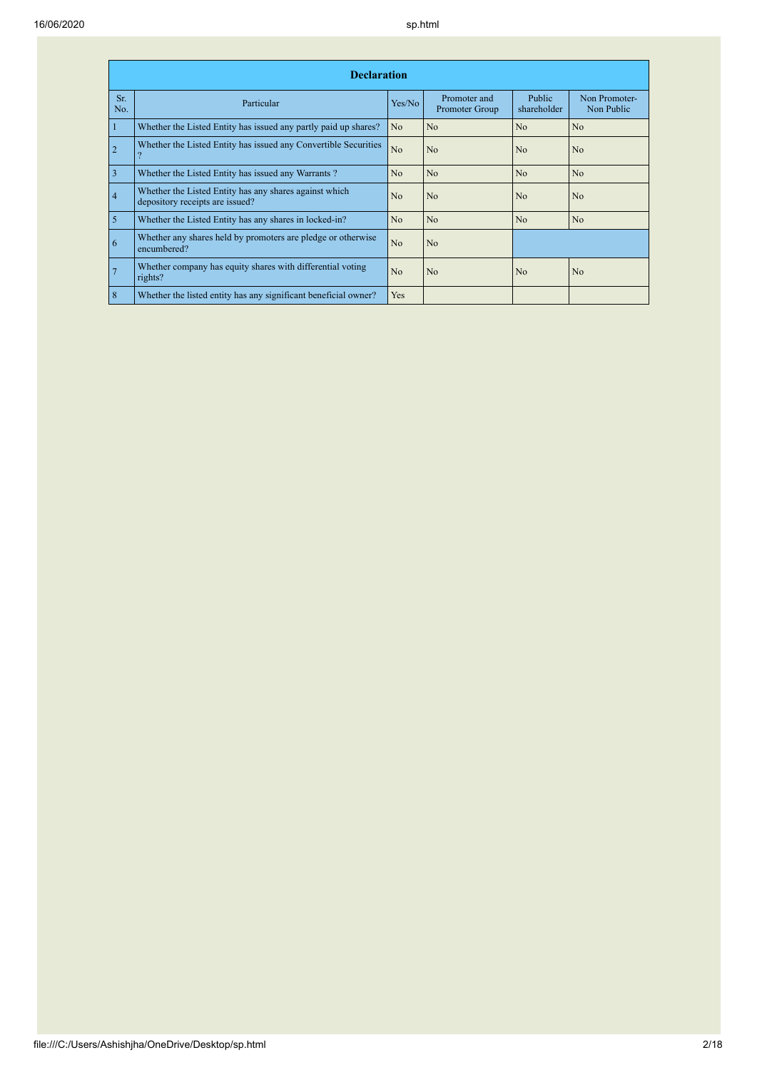| Declaration | | | | | |
|---|---|---|---|---|---|
| Sr. No. | Particular | Yes/No | Promoter and Promoter Group | Public shareholder | Non Promoter- Non Public |
| 1 | Whether the Listed Entity has issued any partly paid up shares? | No | No | No | No |
| 2 | Whether the Listed Entity has issued any Convertible Securities ? | No | No | No | No |
| 3 | Whether the Listed Entity has issued any Warrants ? | No | No | No | No |
| 4 | Whether the Listed Entity has any shares against which depository receipts are issued? | No | No | No | No |
| 5 | Whether the Listed Entity has any shares in locked-in? | No | No | No | No |
| 6 | Whether any shares held by promoters are pledge or otherwise encumbered? | No | No | | |
| 7 | Whether company has equity shares with differential voting rights? | No | No | No | No |
| 8 | Whether the listed entity has any significant beneficial owner? | Yes | | | |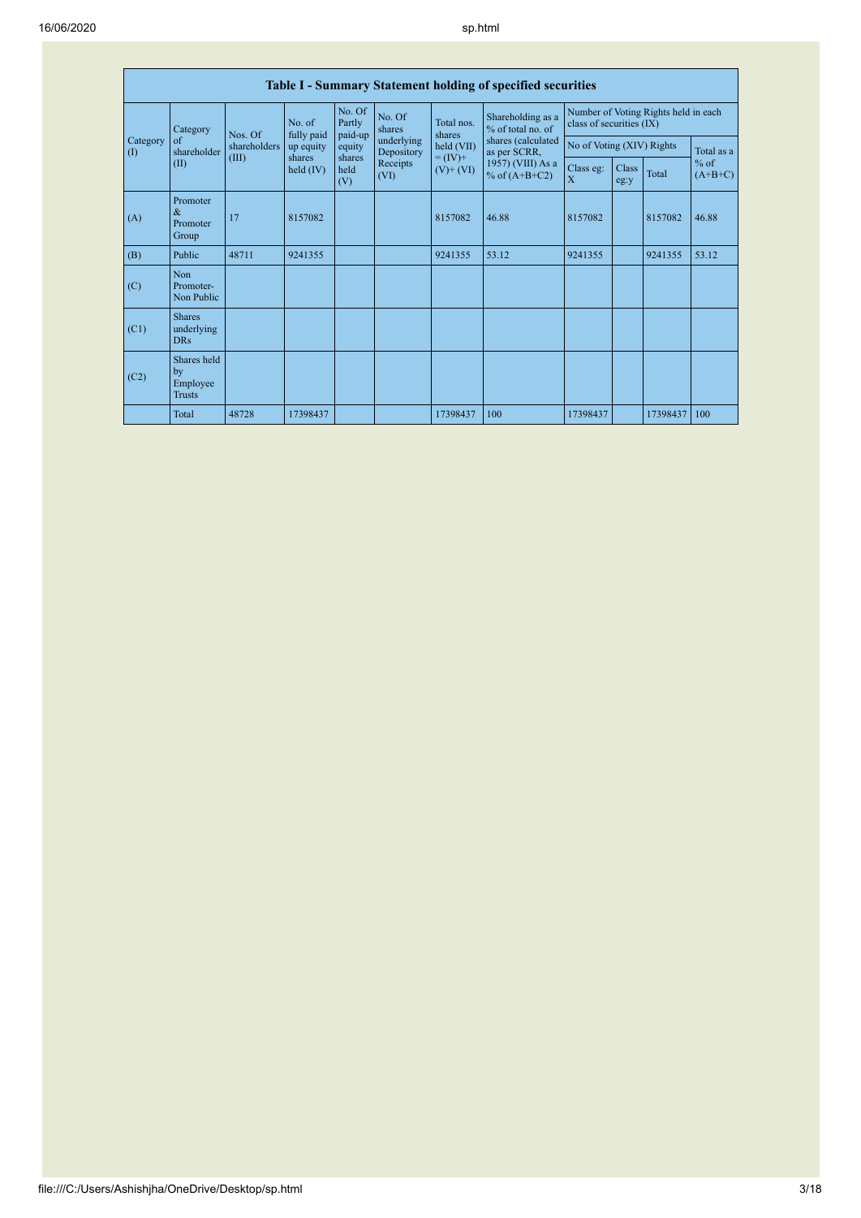| Table I - Summary Statement holding of specified securities | | | | | | | | | | | |
|---|---|---|---|---|---|---|---|---|---|---|---|
| Category (I) | Category of shareholder (II) | Nos. Of shareholders (III) | No. of fully paid up equity shares held (IV) | No. Of Partly paid-up equity shares held (V) | No. Of shares underlying Depository Receipts (VI) | Total nos. shares held (VII) = (IV)+ (V)+ (VI) | Shareholding as a % of total no. of shares (calculated as per SCRR, 1957) (VIII) As a % of (A+B+C2) | Number of Voting Rights held in each class of securities (IX) | | | |
| | | | | | | | | No of Voting (XIV) Rights | | | Total as a % of (A+B+C) |
| | | | | | | | | Class eg: X | Class eg:y | Total | |
| (A) | Promoter & Promoter Group | 17 | 8157082 | | | 8157082 | 46.88 | 8157082 | | 8157082 | 46.88 |
| (B) | Public | 48711 | 9241355 | | | 9241355 | 53.12 | 9241355 | | 9241355 | 53.12 |
| (C) | Non Promoter- Non Public | | | | | | | | | | |
| (C1) | Shares underlying DRs | | | | | | | | | | |
| (C2) | Shares held by Employee Trusts | | | | | | | | | | |
| | Total | 48728 | 17398437 | | | 17398437 | 100 | 17398437 | | 17398437 | 100 |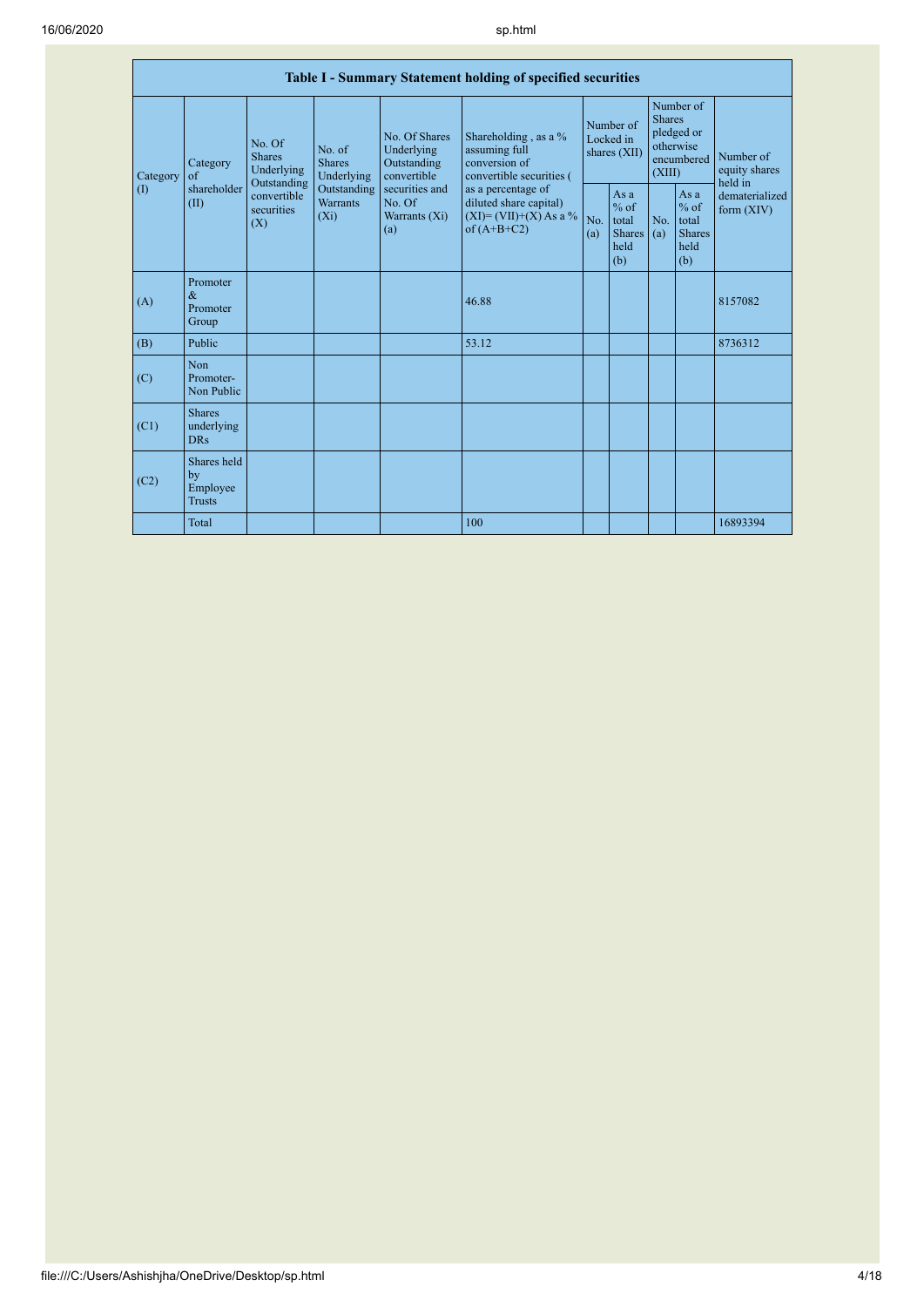| Table I - Summary Statement holding of specified securities | | | | | | | | | | |
|---|---|---|---|---|---|---|---|---|---|---|
| Category (I) | Category of shareholder (II) | No. Of Shares Underlying Outstanding convertible securities (X) | No. of Shares Underlying Outstanding Warrants (Xi) | No. Of Shares Underlying Outstanding convertible securities and No. Of Warrants (Xi) (a) | Shareholding , as a % assuming full conversion of convertible securities ( as a percentage of diluted share capital) (XI)= (VII)+(X) As a % of (A+B+C2) | Number of Locked in shares (XII) | | Number of Shares pledged or otherwise encumbered (XIII) | | Number of equity shares held in dematerialized form (XIV) |
| | | | | | | No. (a) | As a % of total Shares held (b) | No. (a) | As a % of total Shares held (b) | |
| (A) | Promoter & Promoter Group | | | | 46.88 | | | | | 8157082 |
| (B) | Public | | | | 53.12 | | | | | 8736312 |
| (C) | Non Promoter- Non Public | | | | | | | | | |
| (C1) | Shares underlying DRs | | | | | | | | | |
| (C2) | Shares held by Employee Trusts | | | | | | | | | |
| | Total | | | | 100 | | | | | 16893394 |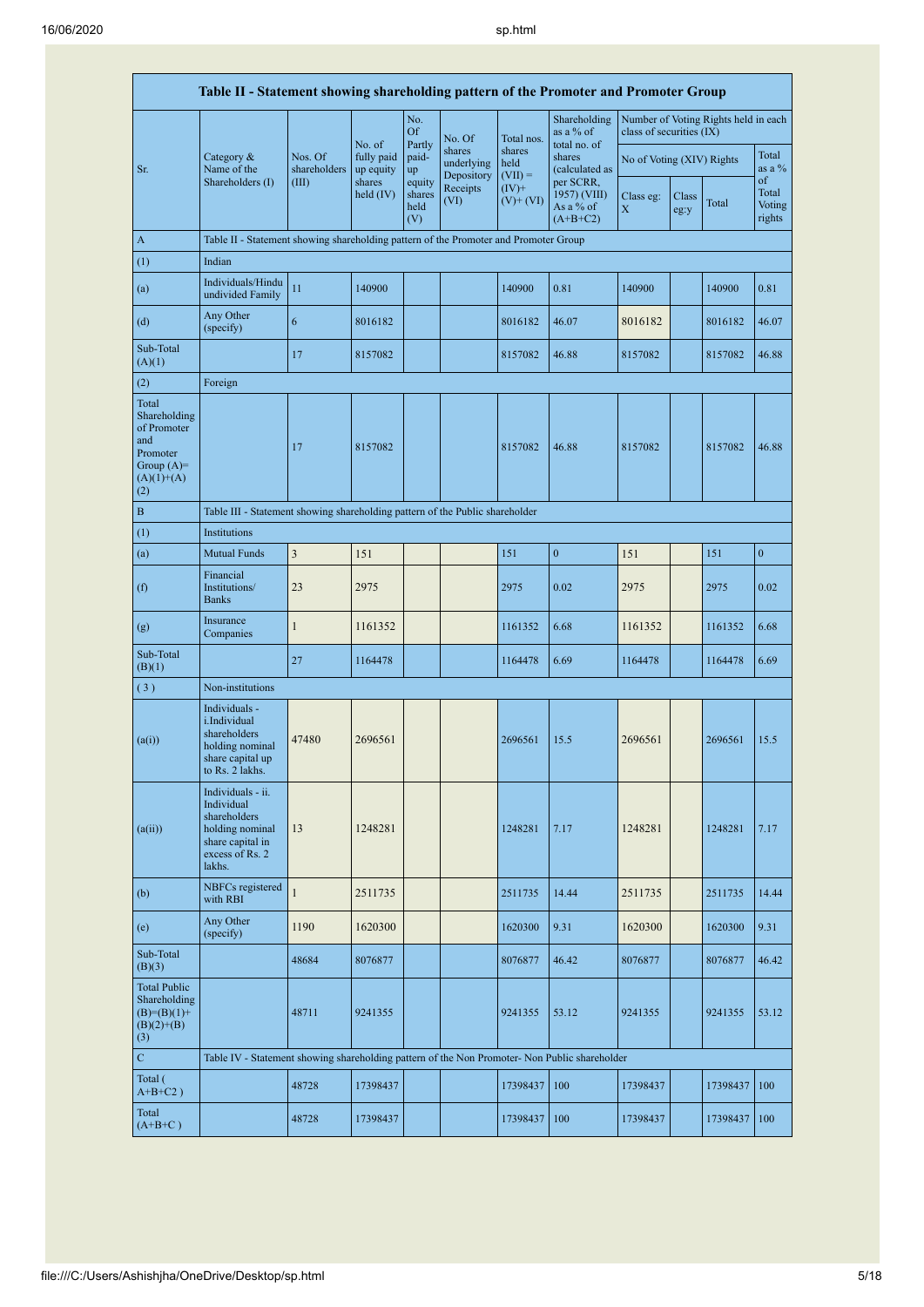| Table II - Statement showing shareholding pattern of the Promoter and Promoter Group | | | | | | | | | | | |
|---|---|---|---|---|---|---|---|---|---|---|---|
| Sr. | Category & Name of the Shareholders (I) | Nos. Of shareholders (III) | No. of fully paid up equity shares held (IV) | No. Of Partly paid-up equity shares held (V) | No. Of shares underlying Depository Receipts (VI) | Total nos. shares held (VII) = (IV)+ (V)+ (VI) | Shareholding as a % of total no. of shares (calculated as per SCRR, 1957) (VIII) As a % of (A+B+C2) | Number of Voting Rights held in each class of securities (IX) | | | |
| | | | | | | | | No of Voting (XIV) Rights | | | Total as a % of Total Voting rights |
| | | | | | | | | Class eg: X | Class eg:y | Total | |
| A | Table II - Statement showing shareholding pattern of the Promoter and Promoter Group | | | | | | | | | | |
| (1) | Indian | | | | | | | | | | |
| (a) | Individuals/Hindu undivided Family | 11 | 140900 | | | 140900 | 0.81 | 140900 | | 140900 | 0.81 |
| (d) | Any Other (specify) | 6 | 8016182 | | | 8016182 | 46.07 | 8016182 | | 8016182 | 46.07 |
| Sub-Total (A)(1) | | 17 | 8157082 | | | 8157082 | 46.88 | 8157082 | | 8157082 | 46.88 |
| (2) | Foreign | | | | | | | | | | |
| Total Shareholding of Promoter and Promoter Group (A)=(A)(1)+(A)(2) | | 17 | 8157082 | | | 8157082 | 46.88 | 8157082 | | 8157082 | 46.88 |
| B | Table III - Statement showing shareholding pattern of the Public shareholder | | | | | | | | | | |
| (1) | Institutions | | | | | | | | | | |
| (a) | Mutual Funds | 3 | 151 | | | 151 | 0 | 151 | | 151 | 0 |
| (f) | Financial Institutions/ Banks | 23 | 2975 | | | 2975 | 0.02 | 2975 | | 2975 | 0.02 |
| (g) | Insurance Companies | 1 | 1161352 | | | 1161352 | 6.68 | 1161352 | | 1161352 | 6.68 |
| Sub-Total (B)(1) | | 27 | 1164478 | | | 1164478 | 6.69 | 1164478 | | 1164478 | 6.69 |
| (3) | Non-institutions | | | | | | | | | | |
| (a(i)) | Individuals - i.Individual shareholders holding nominal share capital up to Rs. 2 lakhs. | 47480 | 2696561 | | | 2696561 | 15.5 | 2696561 | | 2696561 | 15.5 |
| (a(ii)) | Individuals - ii. Individual shareholders holding nominal share capital in excess of Rs. 2 lakhs. | 13 | 1248281 | | | 1248281 | 7.17 | 1248281 | | 1248281 | 7.17 |
| (b) | NBFCs registered with RBI | 1 | 2511735 | | | 2511735 | 14.44 | 2511735 | | 2511735 | 14.44 |
| (e) | Any Other (specify) | 1190 | 1620300 | | | 1620300 | 9.31 | 1620300 | | 1620300 | 9.31 |
| Sub-Total (B)(3) | | 48684 | 8076877 | | | 8076877 | 46.42 | 8076877 | | 8076877 | 46.42 |
| Total Public Shareholding (B)=(B)(1)+(B)(2)+(B)(3) | | 48711 | 9241355 | | | 9241355 | 53.12 | 9241355 | | 9241355 | 53.12 |
| C | Table IV - Statement showing shareholding pattern of the Non Promoter- Non Public shareholder | | | | | | | | | | |
| Total ( A+B+C2 ) | | 48728 | 17398437 | | | 17398437 | 100 | 17398437 | | 17398437 | 100 |
| Total (A+B+C ) | | 48728 | 17398437 | | | 17398437 | 100 | 17398437 | | 17398437 | 100 |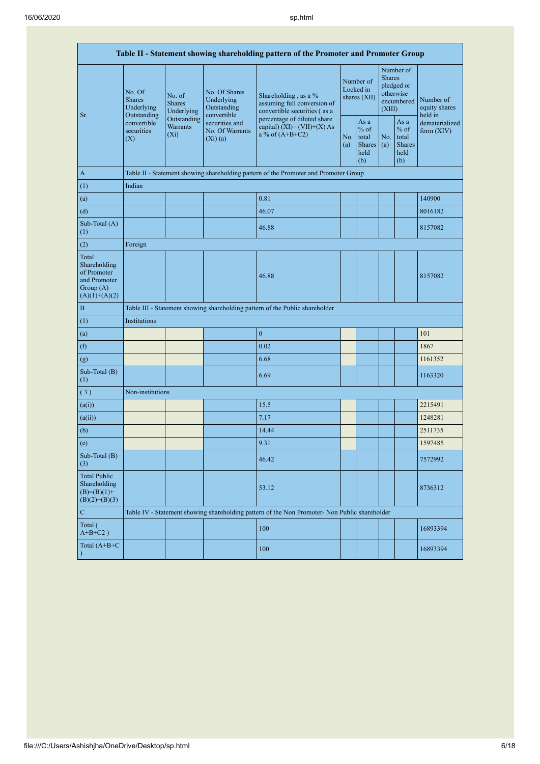| Table II - Statement showing shareholding pattern of the Promoter and Promoter Group | | | | | | | | | |
|---|---|---|---|---|---|---|---|---|---|
| Sr. | No. Of Shares Underlying Outstanding convertible securities (X) | No. of Shares Underlying Outstanding Warrants (Xi) | No. Of Shares Underlying Outstanding convertible securities and No. Of Warrants (Xi) (a) | Shareholding , as a % assuming full conversion of convertible securities ( as a percentage of diluted share capital) (XI)= (VII)+(X) As a % of (A+B+C2) | Number of Locked in shares (XII) | | Number of Shares pledged or otherwise encumbered (XIII) | | Number of equity shares held in dematerialized form (XIV) |
| | | | | | No. (a) | As a % of total Shares held (b) | No. (a) | As a % of total Shares held (b) | |
| A | Table II - Statement showing shareholding pattern of the Promoter and Promoter Group | | | | | | | | |
| (1) | Indian | | | | | | | | |
| (a) | | | | 0.81 | | | | | 140900 |
| (d) | | | | 46.07 | | | | | 8016182 |
| Sub-Total (A)(1) | | | | 46.88 | | | | | 8157082 |
| (2) | Foreign | | | | | | | | |
| Total Shareholding of Promoter and Promoter Group (A)=(A)(1)+(A)(2) | | | | 46.88 | | | | | 8157082 |
| B | Table III - Statement showing shareholding pattern of the Public shareholder | | | | | | | | |
| (1) | Institutions | | | | | | | | |
| (a) | | | | 0 | | | | | 101 |
| (f) | | | | 0.02 | | | | | 1867 |
| (g) | | | | 6.68 | | | | | 1161352 |
| Sub-Total (B)(1) | | | | 6.69 | | | | | 1163320 |
| (3) | Non-institutions | | | | | | | | |
| (a(i)) | | | | 15.5 | | | | | 2215491 |
| (a(ii)) | | | | 7.17 | | | | | 1248281 |
| (b) | | | | 14.44 | | | | | 2511735 |
| (e) | | | | 9.31 | | | | | 1597485 |
| Sub-Total (B)(3) | | | | 46.42 | | | | | 7572992 |
| Total Public Shareholding (B)=(B)(1)+(B)(2)+(B)(3) | | | | 53.12 | | | | | 8736312 |
| C | Table IV - Statement showing shareholding pattern of the Non Promoter- Non Public shareholder | | | | | | | | |
| Total ( A+B+C2 ) | | | | 100 | | | | | 16893394 |
| Total (A+B+C ) | | | | 100 | | | | | 16893394 |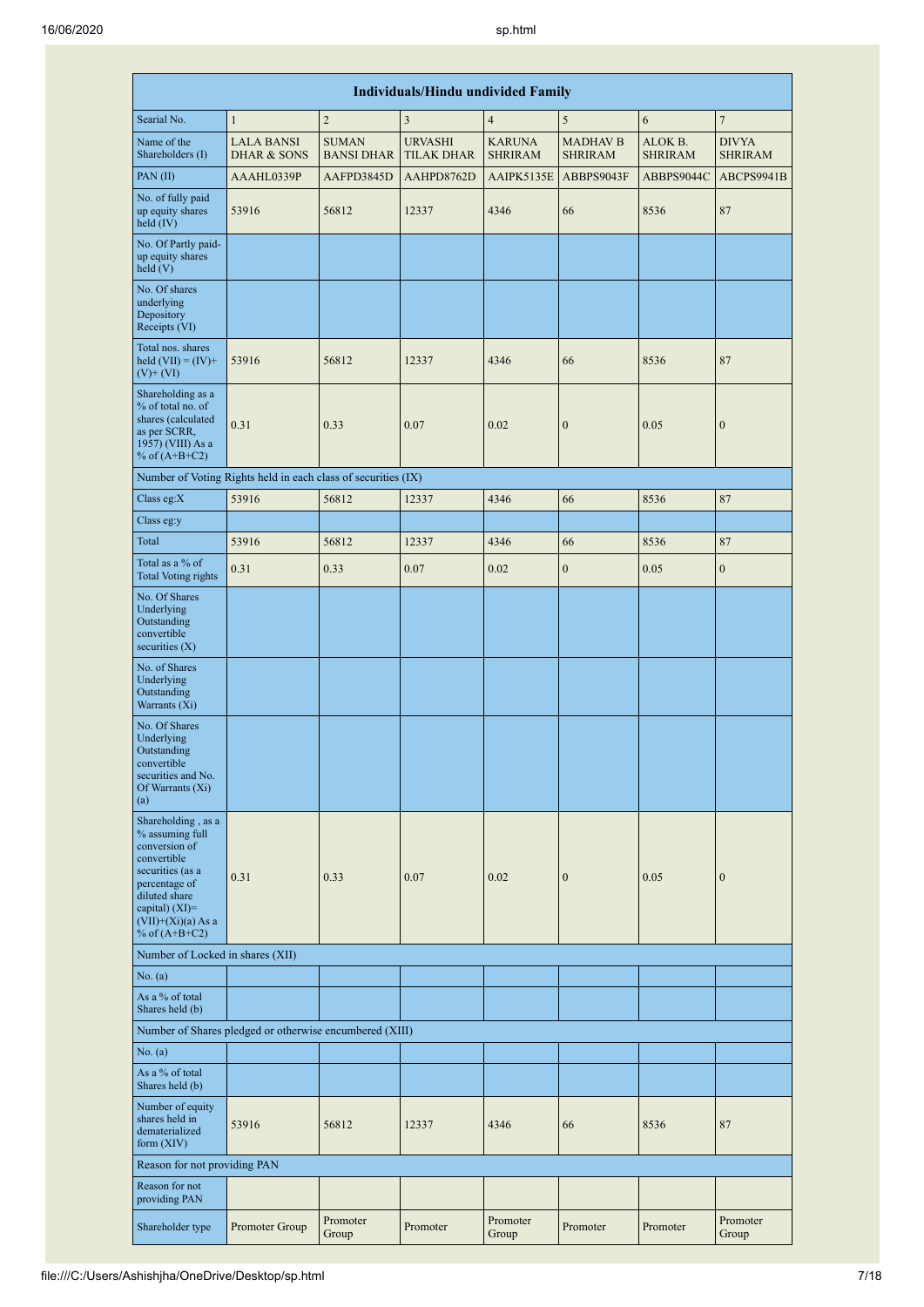| Individuals/Hindu undivided Family | | | | | | | |
|---|---|---|---|---|---|---|---|
| Searial No. | 1 | 2 | 3 | 4 | 5 | 6 | 7 |
| Name of the Shareholders (I) | LALA BANSI DHAR & SONS | SUMAN BANSI DHAR | URVASHI TILAK DHAR | KARUNA SHRIRAM | MADHAV B SHRIRAM | ALOK B. SHRIRAM | DIVYA SHRIRAM |
| PAN (II) | AAAHL0339P | AAFPD3845D | AAHPD8762D | AAIPK5135E | ABBPS9043F | ABBPS9044C | ABCPS9941B |
| No. of fully paid up equity shares held (IV) | 53916 | 56812 | 12337 | 4346 | 66 | 8536 | 87 |
| No. Of Partly paid-up equity shares held (V) | | | | | | | |
| No. Of shares underlying Depository Receipts (VI) | | | | | | | |
| Total nos. shares held (VII) = (IV)+ (V)+ (VI) | 53916 | 56812 | 12337 | 4346 | 66 | 8536 | 87 |
| Shareholding as a % of total no. of shares (calculated as per SCRR, 1957) (VIII) As a % of (A+B+C2) | 0.31 | 0.33 | 0.07 | 0.02 | 0 | 0.05 | 0 |
| Number of Voting Rights held in each class of securities (IX) | | | | | | | |
| Class eg:X | 53916 | 56812 | 12337 | 4346 | 66 | 8536 | 87 |
| Class eg:y | | | | | | | |
| Total | 53916 | 56812 | 12337 | 4346 | 66 | 8536 | 87 |
| Total as a % of Total Voting rights | 0.31 | 0.33 | 0.07 | 0.02 | 0 | 0.05 | 0 |
| No. Of Shares Underlying Outstanding convertible securities (X) | | | | | | | |
| No. of Shares Underlying Outstanding Warrants (Xi) | | | | | | | |
| No. Of Shares Underlying Outstanding convertible securities and No. Of Warrants (Xi) (a) | | | | | | | |
| Shareholding , as a % assuming full conversion of convertible securities (as a percentage of diluted share capital) (XI)= (VII)+(Xi)(a) As a % of (A+B+C2) | 0.31 | 0.33 | 0.07 | 0.02 | 0 | 0.05 | 0 |
| Number of Locked in shares (XII) | | | | | | | |
| No. (a) | | | | | | | |
| As a % of total Shares held (b) | | | | | | | |
| Number of Shares pledged or otherwise encumbered (XIII) | | | | | | | |
| No. (a) | | | | | | | |
| As a % of total Shares held (b) | | | | | | | |
| Number of equity shares held in dematerialized form (XIV) | 53916 | 56812 | 12337 | 4346 | 66 | 8536 | 87 |
| Reason for not providing PAN | | | | | | | |
| Reason for not providing PAN | | | | | | | |
| Shareholder type | Promoter Group | Promoter Group | Promoter | Promoter Group | Promoter | Promoter | Promoter Group |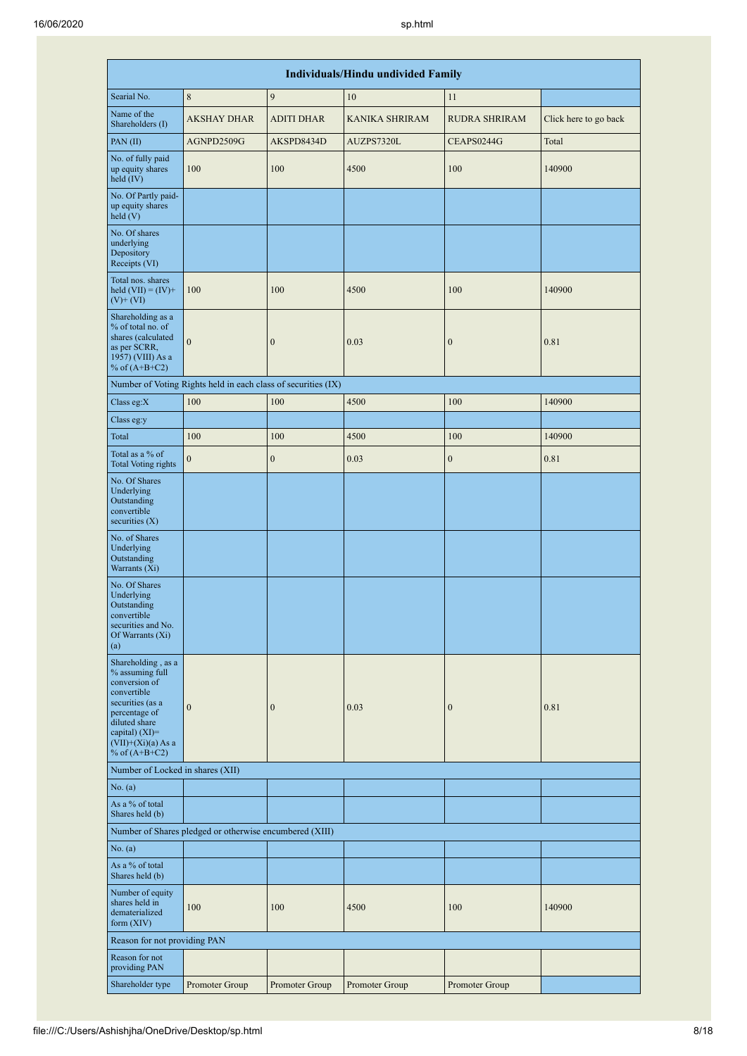| Individuals/Hindu undivided Family | | | | | |
|---|---|---|---|---|---|
| Searial No. | 8 | 9 | 10 | 11 | |
| Name of the Shareholders (I) | AKSHAY DHAR | ADITI DHAR | KANIKA SHRIRAM | RUDRA SHRIRAM | Click here to go back |
| PAN (II) | AGNPD2509G | AKSPD8434D | AUZPS7320L | CEAPS0244G | Total |
| No. of fully paid up equity shares held (IV) | 100 | 100 | 4500 | 100 | 140900 |
| No. Of Partly paid-up equity shares held (V) | | | | | |
| No. Of shares underlying Depository Receipts (VI) | | | | | |
| Total nos. shares held (VII) = (IV)+ (V)+ (VI) | 100 | 100 | 4500 | 100 | 140900 |
| Shareholding as a % of total no. of shares (calculated as per SCRR, 1957) (VIII) As a % of (A+B+C2) | 0 | 0 | 0.03 | 0 | 0.81 |
| Number of Voting Rights held in each class of securities (IX) | | | | | |
| Class eg:X | 100 | 100 | 4500 | 100 | 140900 |
| Class eg:y | | | | | |
| Total | 100 | 100 | 4500 | 100 | 140900 |
| Total as a % of Total Voting rights | 0 | 0 | 0.03 | 0 | 0.81 |
| No. Of Shares Underlying Outstanding convertible securities (X) | | | | | |
| No. of Shares Underlying Outstanding Warrants (Xi) | | | | | |
| No. Of Shares Underlying Outstanding convertible securities and No. Of Warrants (Xi) (a) | | | | | |
| Shareholding , as a % assuming full conversion of convertible securities (as a percentage of diluted share capital) (XI)= (VII)+(Xi)(a) As a % of (A+B+C2) | 0 | 0 | 0.03 | 0 | 0.81 |
| Number of Locked in shares (XII) | | | | | |
| No. (a) | | | | | |
| As a % of total Shares held (b) | | | | | |
| Number of Shares pledged or otherwise encumbered (XIII) | | | | | |
| No. (a) | | | | | |
| As a % of total Shares held (b) | | | | | |
| Number of equity shares held in dematerialized form (XIV) | 100 | 100 | 4500 | 100 | 140900 |
| Reason for not providing PAN | | | | | |
| Reason for not providing PAN | | | | | |
| Shareholder type | Promoter Group | Promoter Group | Promoter Group | Promoter Group | |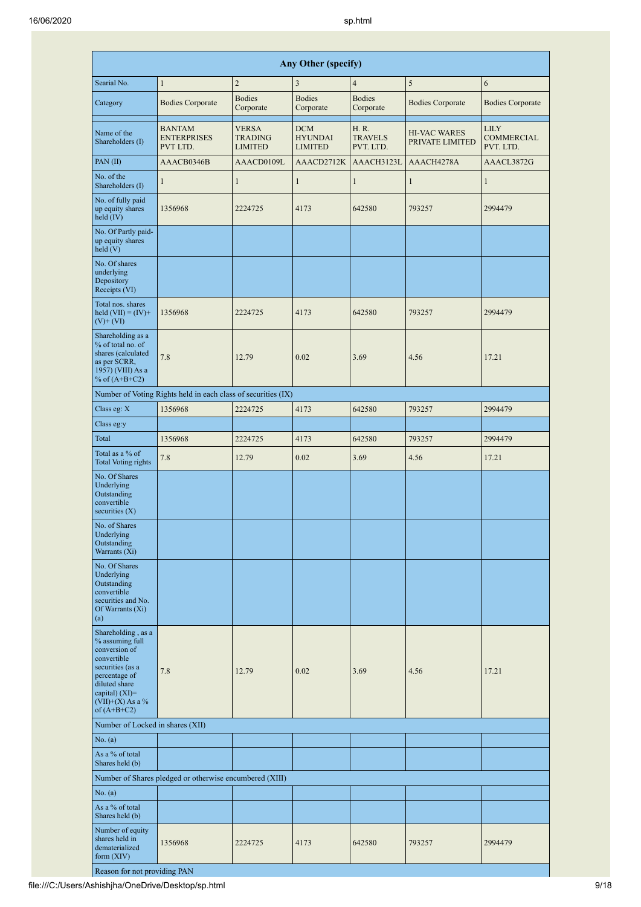| Any Other (specify) | | | | | | |
|---|---|---|---|---|---|---|
| Searial No. | 1 | 2 | 3 | 4 | 5 | 6 |
| Category | Bodies Corporate | Bodies Corporate | Bodies Corporate | Bodies Corporate | Bodies Corporate | Bodies Corporate |
| | | | | | | |
| Name of the Shareholders (I) | BANTAM ENTERPRISES PVT LTD. | VERSA TRADING LIMITED | DCM HYUNDAI LIMITED | H. R. TRAVELS PVT. LTD. | HI-VAC WARES PRIVATE LIMITED | LILY COMMERCIAL PVT. LTD. |
| PAN (II) | AAACB0346B | AAACD0109L | AAACD2712K | AAACH3123L | AAACH4278A | AAACL3872G |
| No. of the Shareholders (I) | 1 | 1 | 1 | 1 | 1 | 1 |
| No. of fully paid up equity shares held (IV) | 1356968 | 2224725 | 4173 | 642580 | 793257 | 2994479 |
| No. Of Partly paid-up equity shares held (V) | | | | | | |
| No. Of shares underlying Depository Receipts (VI) | | | | | | |
| Total nos. shares held (VII) = (IV)+(V)+ (VI) | 1356968 | 2224725 | 4173 | 642580 | 793257 | 2994479 |
| Shareholding as a % of total no. of shares (calculated as per SCRR, 1957) (VIII) As a % of (A+B+C2) | 7.8 | 12.79 | 0.02 | 3.69 | 4.56 | 17.21 |
| Number of Voting Rights held in each class of securities (IX) | | | | | | |
| Class eg: X | 1356968 | 2224725 | 4173 | 642580 | 793257 | 2994479 |
| Class eg:y | | | | | | |
| Total | 1356968 | 2224725 | 4173 | 642580 | 793257 | 2994479 |
| Total as a % of Total Voting rights | 7.8 | 12.79 | 0.02 | 3.69 | 4.56 | 17.21 |
| No. Of Shares Underlying Outstanding convertible securities (X) | | | | | | |
| No. of Shares Underlying Outstanding Warrants (Xi) | | | | | | |
| No. Of Shares Underlying Outstanding convertible securities and No. Of Warrants (Xi) (a) | | | | | | |
| Shareholding , as a % assuming full conversion of convertible securities (as a percentage of diluted share capital) (XI)= (VII)+(X) As a % of (A+B+C2) | 7.8 | 12.79 | 0.02 | 3.69 | 4.56 | 17.21 |
| Number of Locked in shares (XII) | | | | | | |
| No. (a) | | | | | | |
| As a % of total Shares held (b) | | | | | | |
| Number of Shares pledged or otherwise encumbered (XIII) | | | | | | |
| No. (a) | | | | | | |
| As a % of total Shares held (b) | | | | | | |
| Number of equity shares held in dematerialized form (XIV) | 1356968 | 2224725 | 4173 | 642580 | 793257 | 2994479 |
| Reason for not providing PAN | | | | | | |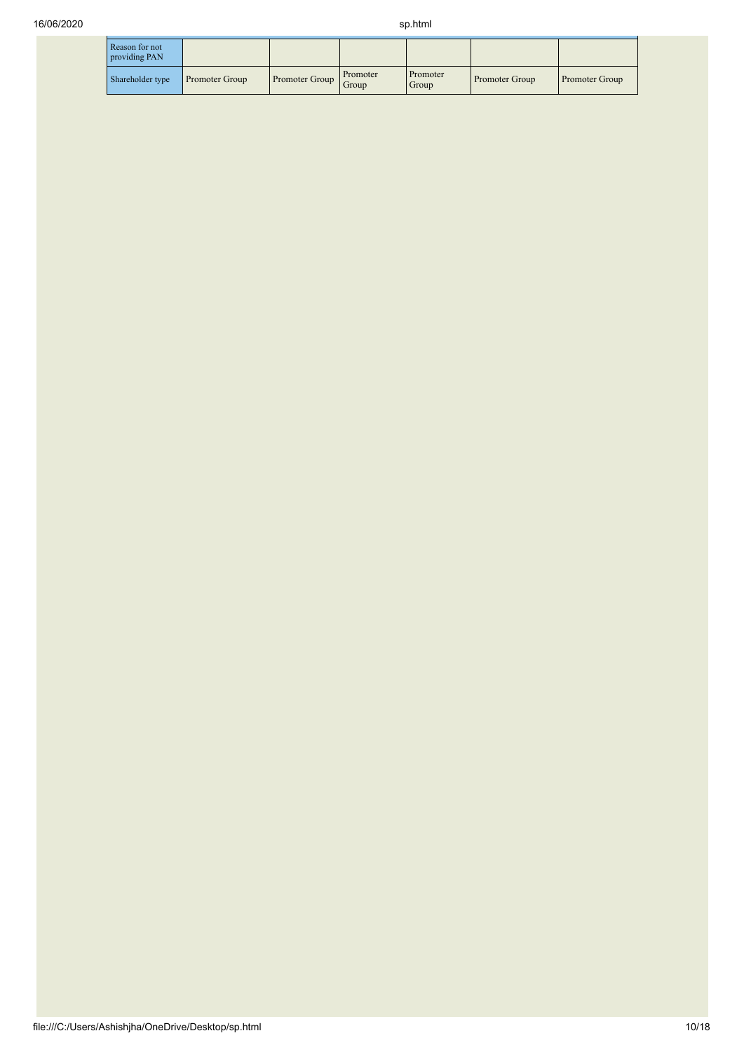| | | | | | | |
|---|---|---|---|---|---|---|
| Reason for not providing PAN | | | | | | |
| Shareholder type | Promoter Group | Promoter Group | Promoter Group | Promoter Group | Promoter Group | Promoter Group |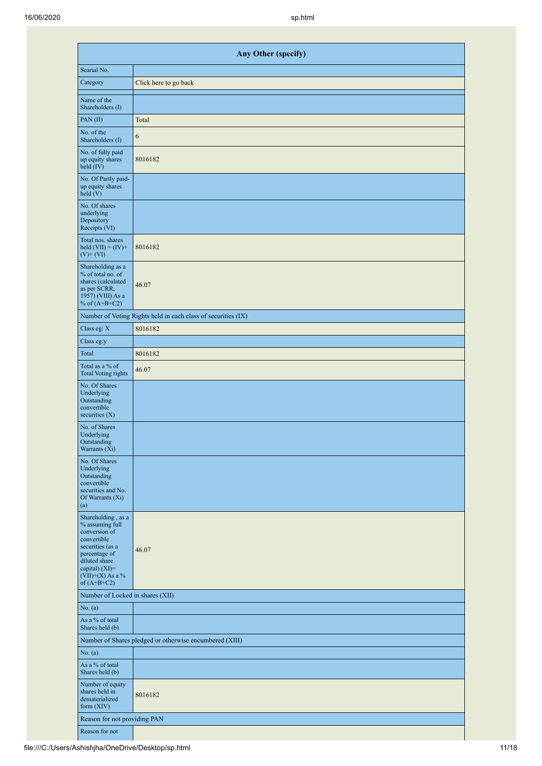| Any Other (specify) | |
|---|---|
| Searial No. | |
| Category | Click here to go back |
| Name of the Shareholders (I) | |
| PAN (II) | Total |
| No. of the Shareholders (I) | 6 |
| No. of fully paid up equity shares held (IV) | 8016182 |
| No. Of Partly paid-up equity shares held (V) | |
| No. Of shares underlying Depository Receipts (VI) | |
| Total nos. shares held (VII) = (IV)+ (V)+ (VI) | 8016182 |
| Shareholding as a % of total no. of shares (calculated as per SCRR, 1957) (VIII) As a % of (A+B+C2) | 46.07 |
| Number of Voting Rights held in each class of securities (IX) | |
| Class eg: X | 8016182 |
| Class eg:y | |
| Total | 8016182 |
| Total as a % of Total Voting rights | 46.07 |
| No. Of Shares Underlying Outstanding convertible securities (X) | |
| No. of Shares Underlying Outstanding Warrants (Xi) | |
| No. Of Shares Underlying Outstanding convertible securities and No. Of Warrants (Xi) (a) | |
| Shareholding , as a % assuming full conversion of convertible securities (as a percentage of diluted share capital) (XI)= (VII)+(X) As a % of (A+B+C2) | 46.07 |
| Number of Locked in shares (XII) | |
| No. (a) | |
| As a % of total Shares held (b) | |
| Number of Shares pledged or otherwise encumbered (XIII) | |
| No. (a) | |
| As a % of total Shares held (b) | |
| Number of equity shares held in dematerialized form (XIV) | 8016182 |
| Reason for not providing PAN | |
| Reason for not | |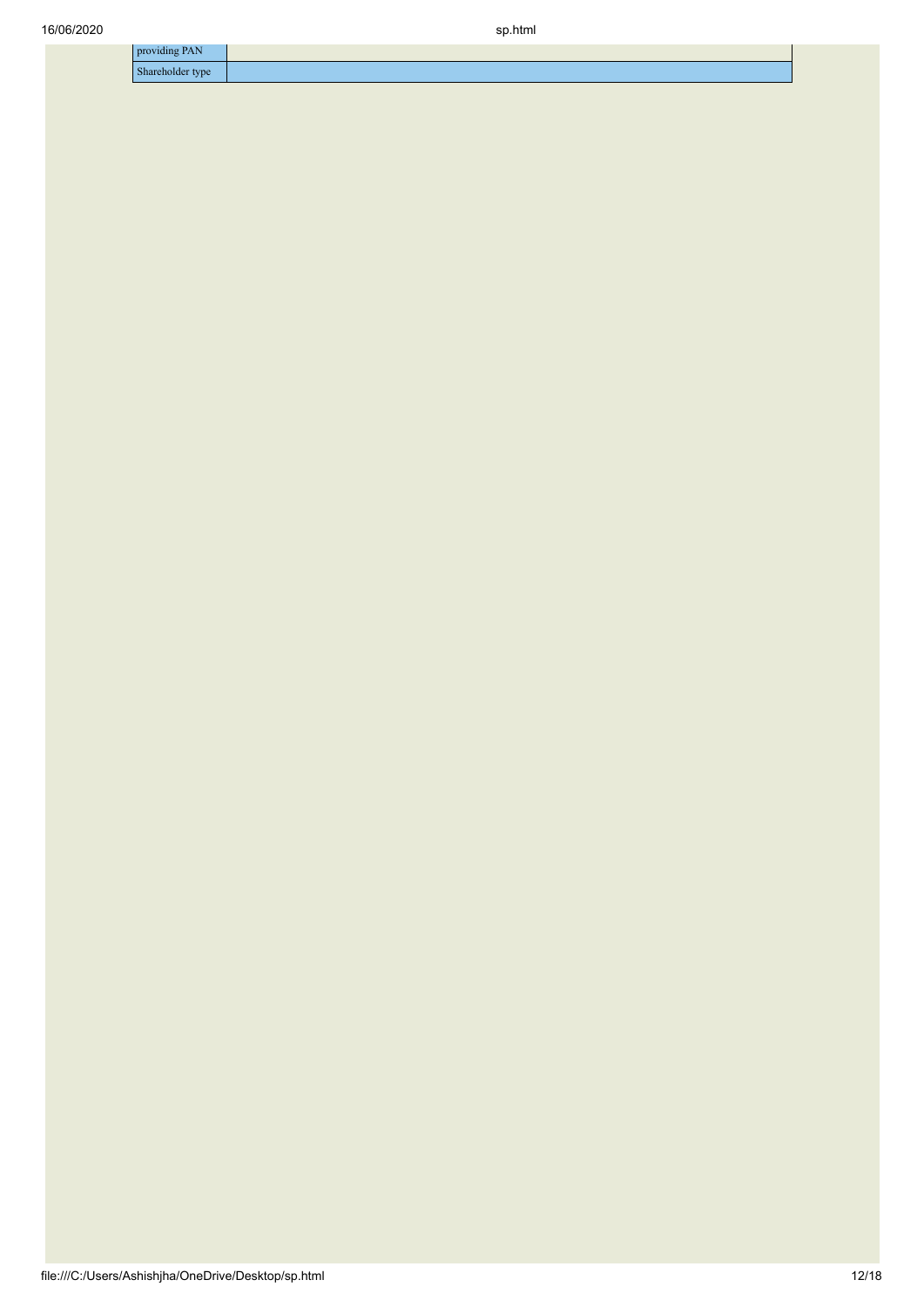| | |
|---|---|
| providing PAN | |
| Shareholder type | |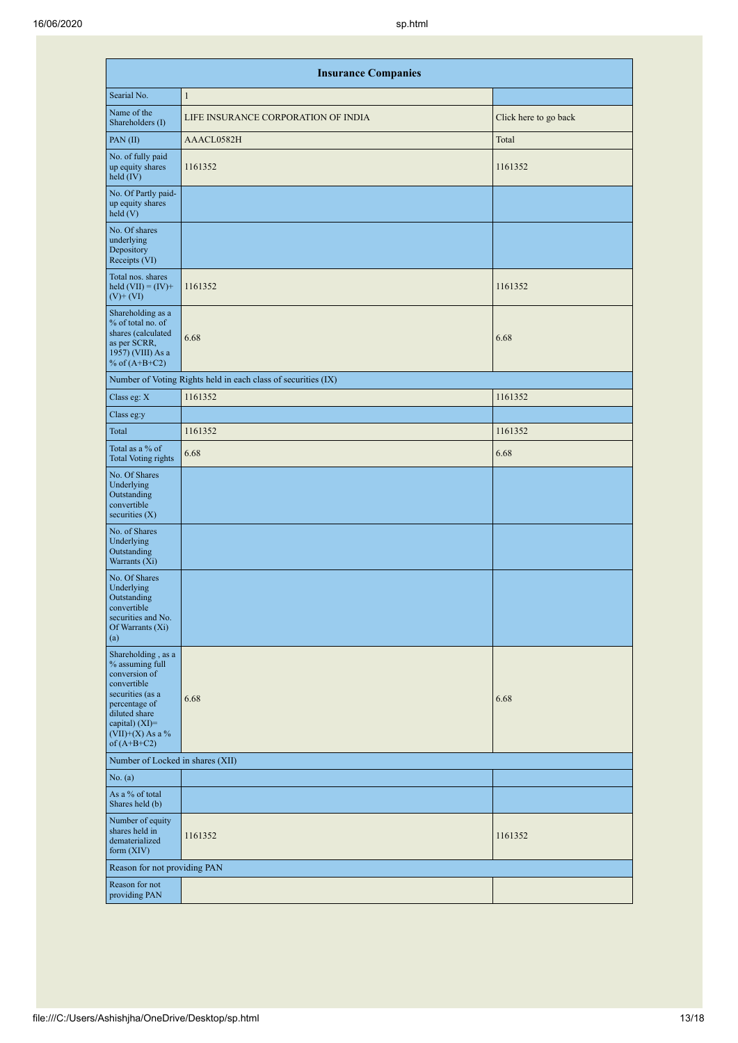| Insurance Companies | | |
|---|---|---|
| Searial No. | 1 | |
| Name of the Shareholders (I) | LIFE INSURANCE CORPORATION OF INDIA | Click here to go back |
| PAN (II) | AAACL0582H | Total |
| No. of fully paid up equity shares held (IV) | 1161352 | 1161352 |
| No. Of Partly paid-up equity shares held (V) | | |
| No. Of shares underlying Depository Receipts (VI) | | |
| Total nos. shares held (VII) = (IV)+ (V)+ (VI) | 1161352 | 1161352 |
| Shareholding as a % of total no. of shares (calculated as per SCRR, 1957) (VIII) As a % of (A+B+C2) | 6.68 | 6.68 |
| Number of Voting Rights held in each class of securities (IX) | | |
| Class eg: X | 1161352 | 1161352 |
| Class eg:y | | |
| Total | 1161352 | 1161352 |
| Total as a % of Total Voting rights | 6.68 | 6.68 |
| No. Of Shares Underlying Outstanding convertible securities (X) | | |
| No. of Shares Underlying Outstanding Warrants (Xi) | | |
| No. Of Shares Underlying Outstanding convertible securities and No. Of Warrants (Xi) (a) | | |
| Shareholding , as a % assuming full conversion of convertible securities (as a percentage of diluted share capital) (XI)= (VII)+(X) As a % of (A+B+C2) | 6.68 | 6.68 |
| Number of Locked in shares (XII) | | |
| No. (a) | | |
| As a % of total Shares held (b) | | |
| Number of equity shares held in dematerialized form (XIV) | 1161352 | 1161352 |
| Reason for not providing PAN | | |
| Reason for not providing PAN | | |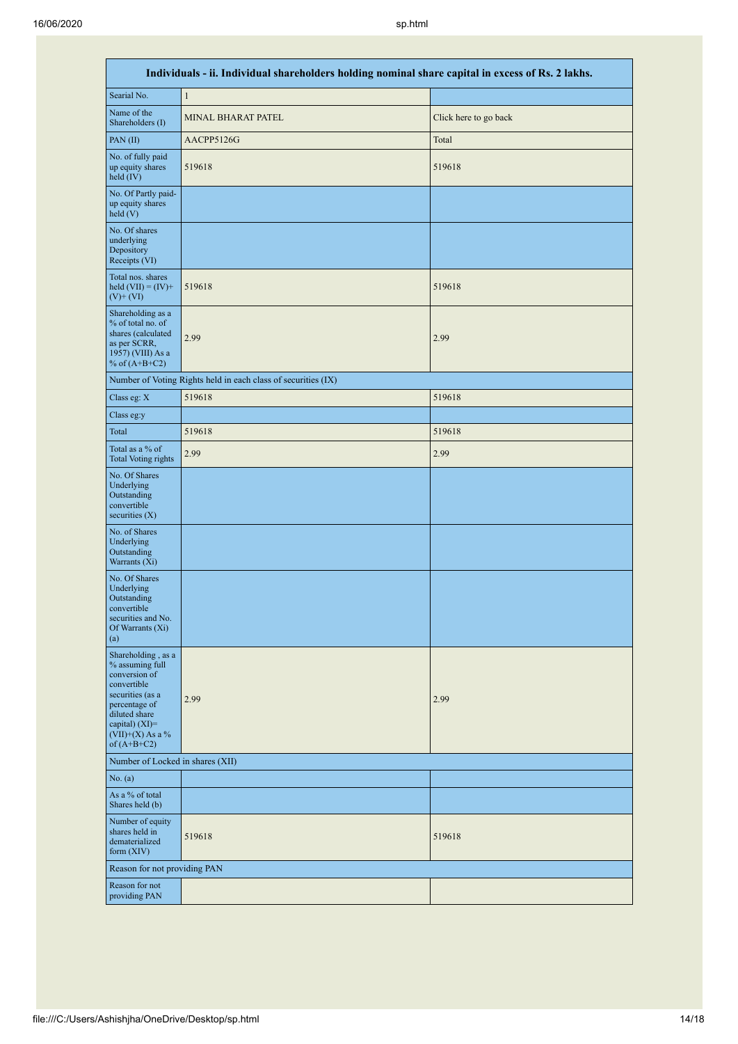| Individuals - ii. Individual shareholders holding nominal share capital in excess of Rs. 2 lakhs. | | |
|---|---|---|
| Searial No. | 1 | |
| Name of the Shareholders (I) | MINAL BHARAT PATEL | Click here to go back |
| PAN (II) | AACPP5126G | Total |
| No. of fully paid up equity shares held (IV) | 519618 | 519618 |
| No. Of Partly paid-up equity shares held (V) | | |
| No. Of shares underlying Depository Receipts (VI) | | |
| Total nos. shares held (VII) = (IV)+ (V)+ (VI) | 519618 | 519618 |
| Shareholding as a % of total no. of shares (calculated as per SCRR, 1957) (VIII) As a % of (A+B+C2) | 2.99 | 2.99 |
| Number of Voting Rights held in each class of securities (IX) | | |
| Class eg: X | 519618 | 519618 |
| Class eg:y | | |
| Total | 519618 | 519618 |
| Total as a % of Total Voting rights | 2.99 | 2.99 |
| No. Of Shares Underlying Outstanding convertible securities (X) | | |
| No. of Shares Underlying Outstanding Warrants (Xi) | | |
| No. Of Shares Underlying Outstanding convertible securities and No. Of Warrants (Xi) (a) | | |
| Shareholding , as a % assuming full conversion of convertible securities (as a percentage of diluted share capital) (XI)= (VII)+(X) As a % of (A+B+C2) | 2.99 | 2.99 |
| Number of Locked in shares (XII) | | |
| No. (a) | | |
| As a % of total Shares held (b) | | |
| Number of equity shares held in dematerialized form (XIV) | 519618 | 519618 |
| Reason for not providing PAN | | |
| Reason for not providing PAN | | |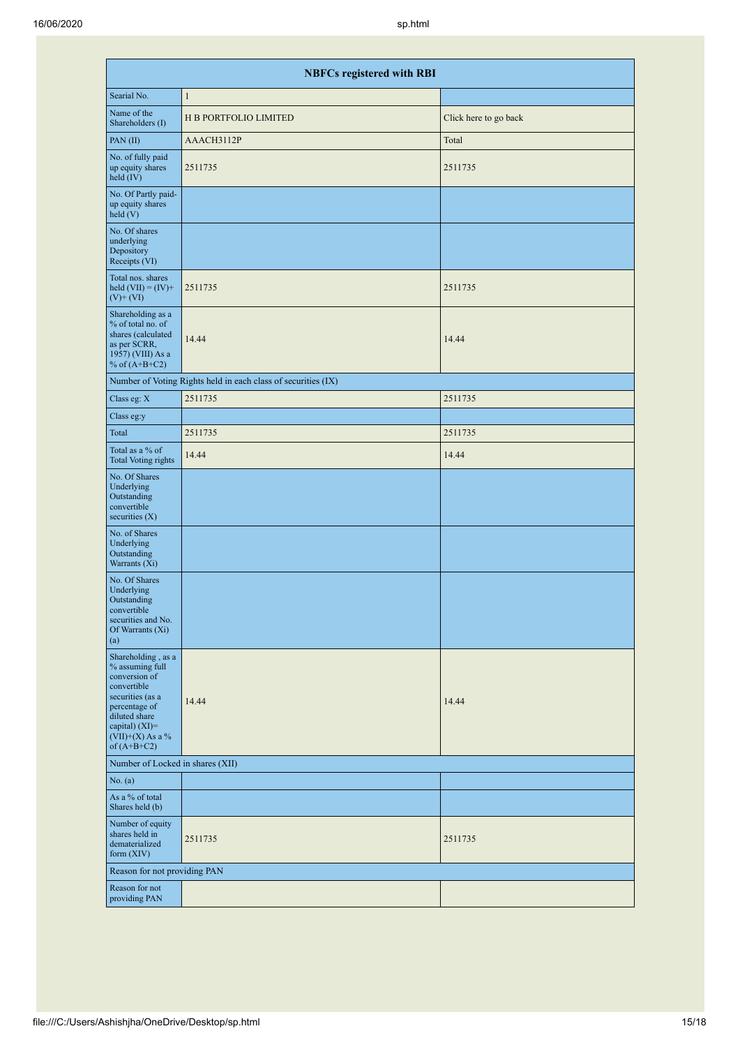| NBFCs registered with RBI | | |
|---|---|---|
| Searial No. | 1 | |
| Name of the Shareholders (I) | H B PORTFOLIO LIMITED | Click here to go back |
| PAN (II) | AAACH3112P | Total |
| No. of fully paid up equity shares held (IV) | 2511735 | 2511735 |
| No. Of Partly paid-up equity shares held (V) | | |
| No. Of shares underlying Depository Receipts (VI) | | |
| Total nos. shares held (VII) = (IV)+(V)+ (VI) | 2511735 | 2511735 |
| Shareholding as a % of total no. of shares (calculated as per SCRR, 1957) (VIII) As a % of (A+B+C2) | 14.44 | 14.44 |
| Number of Voting Rights held in each class of securities (IX) | | |
| Class eg: X | 2511735 | 2511735 |
| Class eg:y | | |
| Total | 2511735 | 2511735 |
| Total as a % of Total Voting rights | 14.44 | 14.44 |
| No. Of Shares Underlying Outstanding convertible securities (X) | | |
| No. of Shares Underlying Outstanding Warrants (Xi) | | |
| No. Of Shares Underlying Outstanding convertible securities and No. Of Warrants (Xi) (a) | | |
| Shareholding , as a % assuming full conversion of convertible securities (as a percentage of diluted share capital) (XI)= (VII)+(X) As a % of (A+B+C2) | 14.44 | 14.44 |
| Number of Locked in shares (XII) | | |
| No. (a) | | |
| As a % of total Shares held (b) | | |
| Number of equity shares held in dematerialized form (XIV) | 2511735 | 2511735 |
| Reason for not providing PAN | | |
| Reason for not providing PAN | | |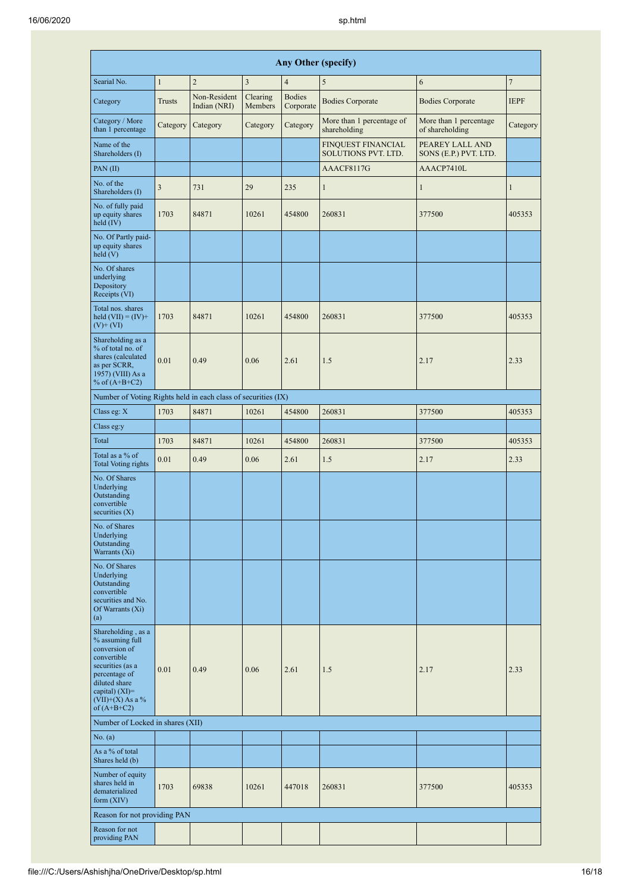| Any Other (specify) | | | | | | | |
|---|---|---|---|---|---|---|---|
| Searial No. | 1 | 2 | 3 | 4 | 5 | 6 | 7 |
| Category | Trusts | Non-Resident Indian (NRI) | Clearing Members | Bodies Corporate | Bodies Corporate | Bodies Corporate | IEPF |
| Category / More than 1 percentage | Category | Category | Category | Category | More than 1 percentage of shareholding | More than 1 percentage of shareholding | Category |
| Name of the Shareholders (I) | | | | | FINQUEST FINANCIAL SOLUTIONS PVT. LTD. | PEAREY LALL AND SONS (E.P.) PVT. LTD. | |
| PAN (II) | | | | | AAACF8117G | AAACP7410L | |
| No. of the Shareholders (I) | 3 | 731 | 29 | 235 | 1 | 1 | 1 |
| No. of fully paid up equity shares held (IV) | 1703 | 84871 | 10261 | 454800 | 260831 | 377500 | 405353 |
| No. Of Partly paid-up equity shares held (V) | | | | | | | |
| No. Of shares underlying Depository Receipts (VI) | | | | | | | |
| Total nos. shares held (VII) = (IV)+(V)+ (VI) | 1703 | 84871 | 10261 | 454800 | 260831 | 377500 | 405353 |
| Shareholding as a % of total no. of shares (calculated as per SCRR, 1957) (VIII) As a % of (A+B+C2) | 0.01 | 0.49 | 0.06 | 2.61 | 1.5 | 2.17 | 2.33 |
| Number of Voting Rights held in each class of securities (IX) | | | | | | | |
| Class eg: X | 1703 | 84871 | 10261 | 454800 | 260831 | 377500 | 405353 |
| Class eg:y | | | | | | | |
| Total | 1703 | 84871 | 10261 | 454800 | 260831 | 377500 | 405353 |
| Total as a % of Total Voting rights | 0.01 | 0.49 | 0.06 | 2.61 | 1.5 | 2.17 | 2.33 |
| No. Of Shares Underlying Outstanding convertible securities (X) | | | | | | | |
| No. of Shares Underlying Outstanding Warrants (Xi) | | | | | | | |
| No. Of Shares Underlying Outstanding convertible securities and No. Of Warrants (Xi) (a) | | | | | | | |
| Shareholding , as a % assuming full conversion of convertible securities (as a percentage of diluted share capital) (XI)= (VII)+(X) As a % of (A+B+C2) | 0.01 | 0.49 | 0.06 | 2.61 | 1.5 | 2.17 | 2.33 |
| Number of Locked in shares (XII) | | | | | | | |
| No. (a) | | | | | | | |
| As a % of total Shares held (b) | | | | | | | |
| Number of equity shares held in dematerialized form (XIV) | 1703 | 69838 | 10261 | 447018 | 260831 | 377500 | 405353 |
| Reason for not providing PAN | | | | | | | |
| Reason for not providing PAN | | | | | | | |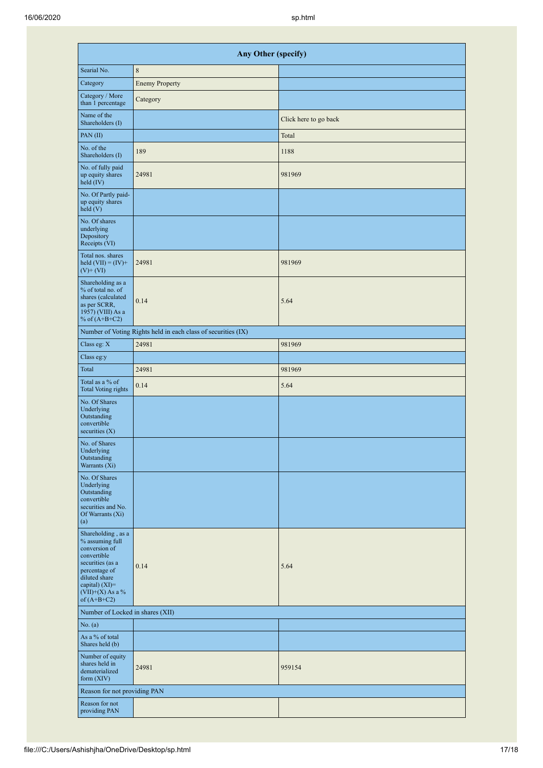| Any Other (specify) | | |
|---|---|---|
| Searial No. | 8 | |
| Category | Enemy Property | |
| Category / More than 1 percentage | Category | |
| Name of the Shareholders (I) | | Click here to go back |
| PAN (II) | | Total |
| No. of the Shareholders (I) | 189 | 1188 |
| No. of fully paid up equity shares held (IV) | 24981 | 981969 |
| No. Of Partly paid-up equity shares held (V) | | |
| No. Of shares underlying Depository Receipts (VI) | | |
| Total nos. shares held (VII) = (IV)+(V)+ (VI) | 24981 | 981969 |
| Shareholding as a % of total no. of shares (calculated as per SCRR, 1957) (VIII) As a % of (A+B+C2) | 0.14 | 5.64 |
| Number of Voting Rights held in each class of securities (IX) | | |
| Class eg: X | 24981 | 981969 |
| Class eg:y | | |
| Total | 24981 | 981969 |
| Total as a % of Total Voting rights | 0.14 | 5.64 |
| No. Of Shares Underlying Outstanding convertible securities (X) | | |
| No. of Shares Underlying Outstanding Warrants (Xi) | | |
| No. Of Shares Underlying Outstanding convertible securities and No. Of Warrants (Xi) (a) | | |
| Shareholding , as a % assuming full conversion of convertible securities (as a percentage of diluted share capital) (XI)= (VII)+(X) As a % of (A+B+C2) | 0.14 | 5.64 |
| Number of Locked in shares (XII) | | |
| No. (a) | | |
| As a % of total Shares held (b) | | |
| Number of equity shares held in dematerialized form (XIV) | 24981 | 959154 |
| Reason for not providing PAN | | |
| Reason for not providing PAN | | |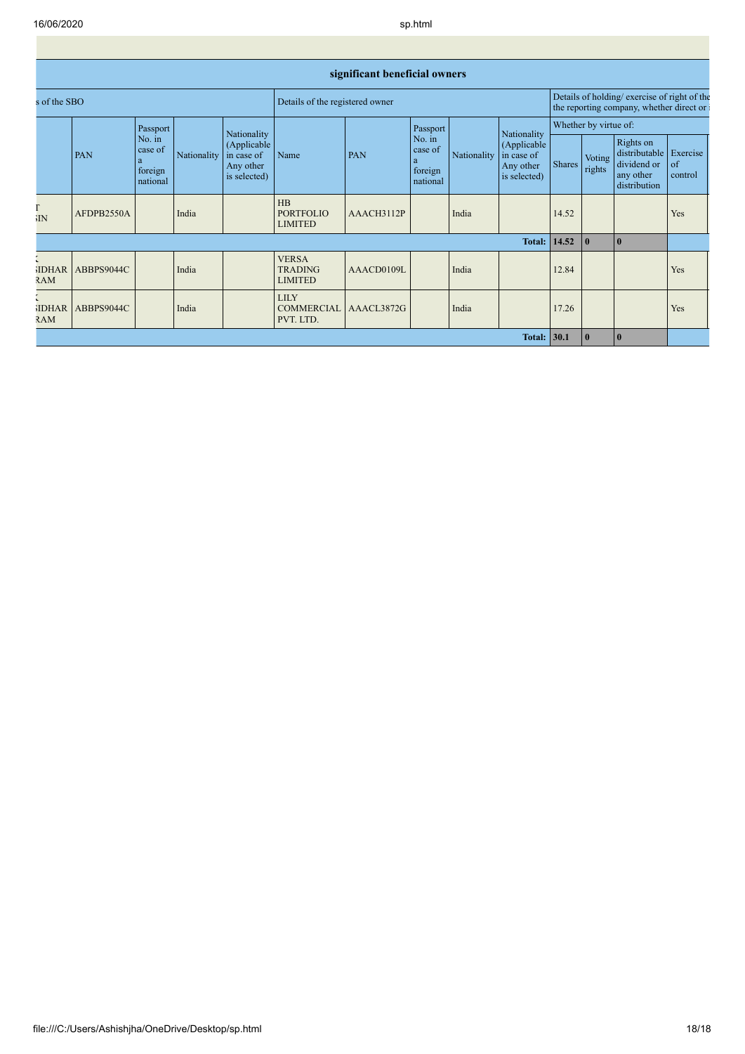## significant beneficial owners

| s of the SBO | | | | | Details of the registered owner | | | | | Details of holding/ exercise of right of the the reporting company, whether direct or i | | | |
|---|---|---|---|---|---|---|---|---|---|---|---|---|---|
| | | | | | | | | | | Whether by virtue of: | | | |
| | PAN | Passport No. in case of a foreign national | Nationality | Nationality (Applicable in case of Any other is selected) | Name | PAN | Passport No. in case of a foreign national | Nationality | Nationality (Applicable in case of Any other is selected) | Shares | Voting rights | Rights on distributable dividend or any other distribution | Exercise of control |
| T ;IN | AFDPB2550A | | India | | HB PORTFOLIO LIMITED | AAACH3112P | | India | | 14.52 | | | Yes |
| | | | | | | | | | **Total:** | **14.52** | **0** | **0** | |
| ; ;IDHAR RAM | ABBPS9044C | | India | | VERSA TRADING LIMITED | AAACD0109L | | India | | 12.84 | | | Yes |
| ; ;IDHAR RAM | ABBPS9044C | | India | | LILY COMMERCIAL PVT. LTD. | AAACL3872G | | India | | 17.26 | | | Yes |
| | | | | | | | | | **Total:** | **30.1** | **0** | **0** | |